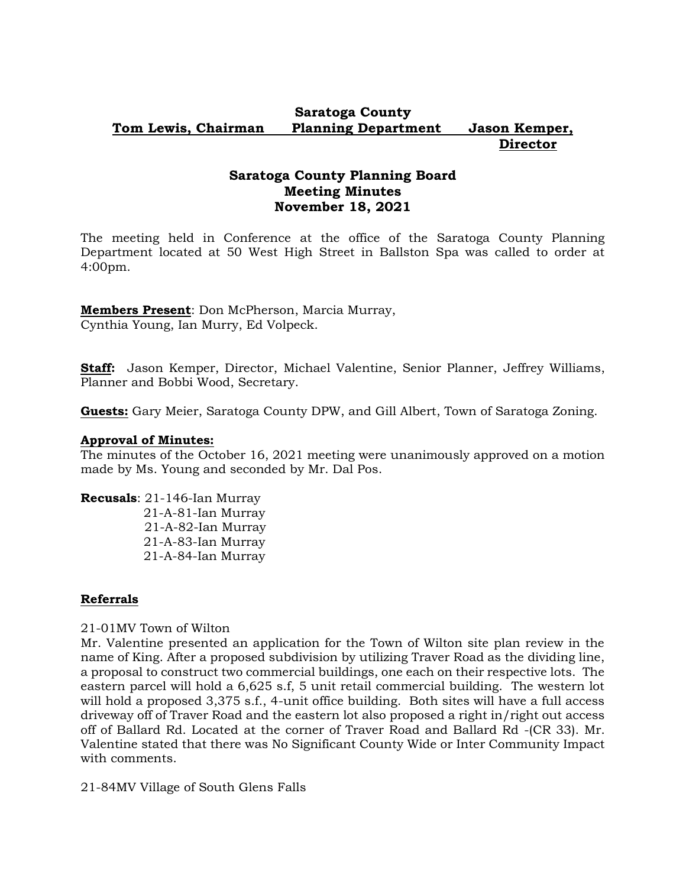**Saratoga County**
**Tom Lewis, Chairman Planning Department Jason Kemper, Director**

# Saratoga County Planning Board
## Meeting Minutes
## November 18, 2021

The meeting held in Conference at the office of the Saratoga County Planning Department located at 50 West High Street in Ballston Spa was called to order at 4:00pm.

**Members Present**: Don McPherson, Marcia Murray, Cynthia Young, Ian Murry, Ed Volpeck.

**Staff:** Jason Kemper, Director, Michael Valentine, Senior Planner, Jeffrey Williams, Planner and Bobbi Wood, Secretary.

**Guests:** Gary Meier, Saratoga County DPW, and Gill Albert, Town of Saratoga Zoning.

**Approval of Minutes:**
The minutes of the October 16, 2021 meeting were unanimously approved on a motion made by Ms. Young and seconded by Mr. Dal Pos.

**Recusals**: 21-146-Ian Murray
21-A-81-Ian Murray
21-A-82-Ian Murray
21-A-83-Ian Murray
21-A-84-Ian Murray

**Referrals**

21-01MV Town of Wilton
Mr. Valentine presented an application for the Town of Wilton site plan review in the name of King. After a proposed subdivision by utilizing Traver Road as the dividing line, a proposal to construct two commercial buildings, one each on their respective lots. The eastern parcel will hold a 6,625 s.f, 5 unit retail commercial building. The western lot will hold a proposed 3,375 s.f., 4-unit office building. Both sites will have a full access driveway off of Traver Road and the eastern lot also proposed a right in/right out access off of Ballard Rd. Located at the corner of Traver Road and Ballard Rd -(CR 33). Mr. Valentine stated that there was No Significant County Wide or Inter Community Impact with comments.

21-84MV Village of South Glens Falls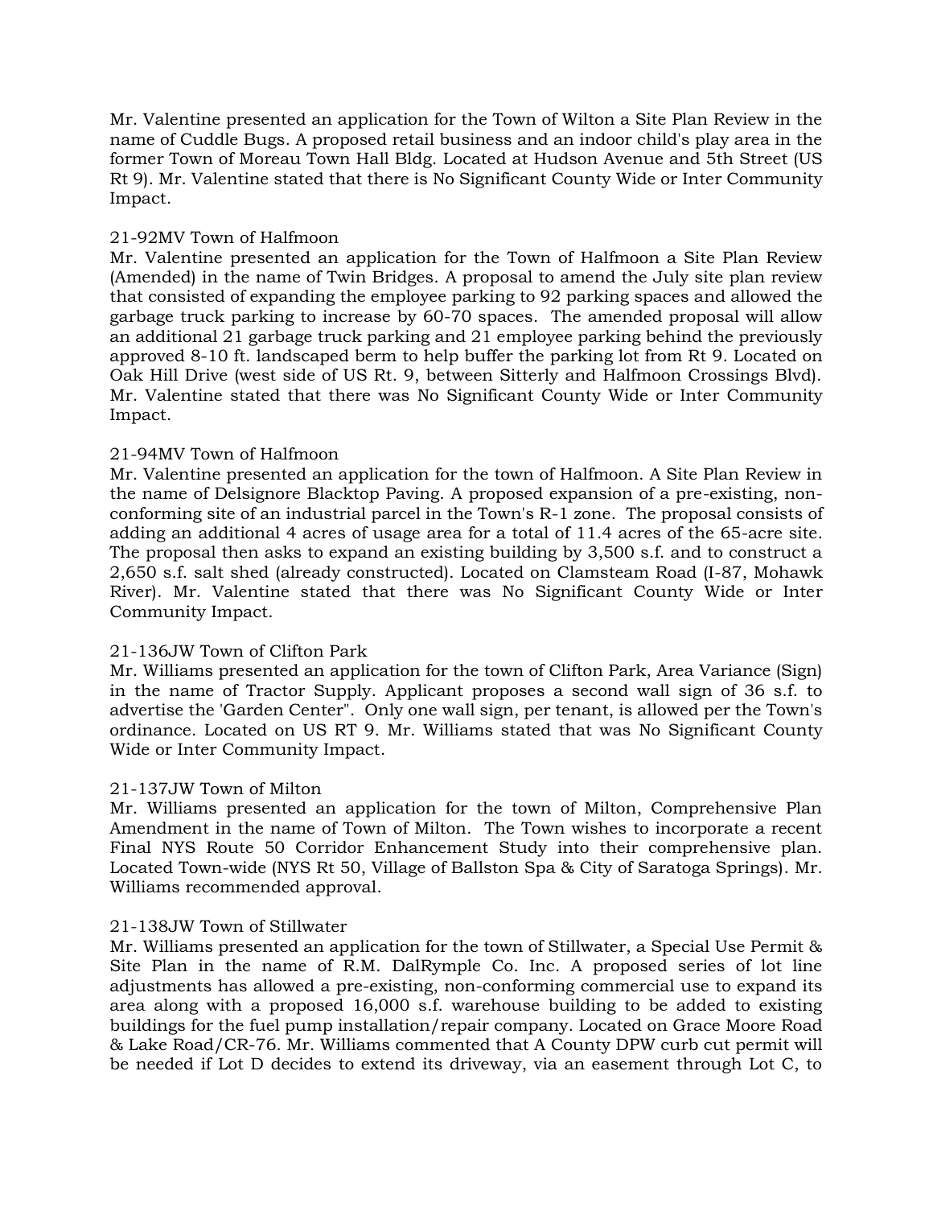Mr. Valentine presented an application for the Town of Wilton a Site Plan Review in the name of Cuddle Bugs. A proposed retail business and an indoor child's play area in the former Town of Moreau Town Hall Bldg. Located at Hudson Avenue and 5th Street (US Rt 9). Mr. Valentine stated that there is No Significant County Wide or Inter Community Impact.

21-92MV Town of Halfmoon
Mr. Valentine presented an application for the Town of Halfmoon a Site Plan Review (Amended) in the name of Twin Bridges. A proposal to amend the July site plan review that consisted of expanding the employee parking to 92 parking spaces and allowed the garbage truck parking to increase by 60-70 spaces. The amended proposal will allow an additional 21 garbage truck parking and 21 employee parking behind the previously approved 8-10 ft. landscaped berm to help buffer the parking lot from Rt 9. Located on Oak Hill Drive (west side of US Rt. 9, between Sitterly and Halfmoon Crossings Blvd). Mr. Valentine stated that there was No Significant County Wide or Inter Community Impact.

21-94MV Town of Halfmoon
Mr. Valentine presented an application for the town of Halfmoon. A Site Plan Review in the name of Delsignore Blacktop Paving. A proposed expansion of a pre-existing, non-conforming site of an industrial parcel in the Town's R-1 zone. The proposal consists of adding an additional 4 acres of usage area for a total of 11.4 acres of the 65-acre site. The proposal then asks to expand an existing building by 3,500 s.f. and to construct a 2,650 s.f. salt shed (already constructed). Located on Clamsteam Road (I-87, Mohawk River). Mr. Valentine stated that there was No Significant County Wide or Inter Community Impact.

21-136JW Town of Clifton Park
Mr. Williams presented an application for the town of Clifton Park, Area Variance (Sign) in the name of Tractor Supply. Applicant proposes a second wall sign of 36 s.f. to advertise the 'Garden Center". Only one wall sign, per tenant, is allowed per the Town's ordinance. Located on US RT 9. Mr. Williams stated that was No Significant County Wide or Inter Community Impact.

21-137JW Town of Milton
Mr. Williams presented an application for the town of Milton, Comprehensive Plan Amendment in the name of Town of Milton. The Town wishes to incorporate a recent Final NYS Route 50 Corridor Enhancement Study into their comprehensive plan. Located Town-wide (NYS Rt 50, Village of Ballston Spa & City of Saratoga Springs). Mr. Williams recommended approval.

21-138JW Town of Stillwater
Mr. Williams presented an application for the town of Stillwater, a Special Use Permit & Site Plan in the name of R.M. DalRymple Co. Inc. A proposed series of lot line adjustments has allowed a pre-existing, non-conforming commercial use to expand its area along with a proposed 16,000 s.f. warehouse building to be added to existing buildings for the fuel pump installation/repair company. Located on Grace Moore Road & Lake Road/CR-76. Mr. Williams commented that A County DPW curb cut permit will be needed if Lot D decides to extend its driveway, via an easement through Lot C, to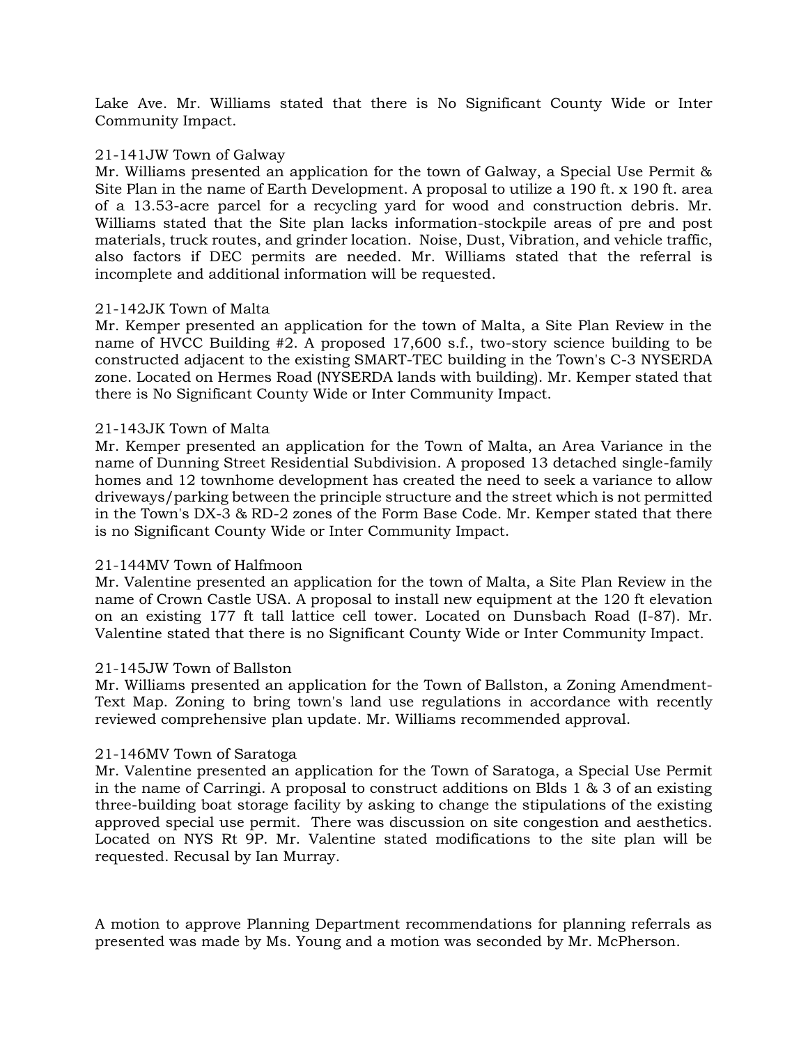Lake Ave. Mr. Williams stated that there is No Significant County Wide or Inter Community Impact.

21-141JW Town of Galway
Mr. Williams presented an application for the town of Galway, a Special Use Permit & Site Plan in the name of Earth Development. A proposal to utilize a 190 ft. x 190 ft. area of a 13.53-acre parcel for a recycling yard for wood and construction debris. Mr. Williams stated that the Site plan lacks information-stockpile areas of pre and post materials, truck routes, and grinder location. Noise, Dust, Vibration, and vehicle traffic, also factors if DEC permits are needed. Mr. Williams stated that the referral is incomplete and additional information will be requested.

21-142JK Town of Malta
Mr. Kemper presented an application for the town of Malta, a Site Plan Review in the name of HVCC Building #2. A proposed 17,600 s.f., two-story science building to be constructed adjacent to the existing SMART-TEC building in the Town's C-3 NYSERDA zone. Located on Hermes Road (NYSERDA lands with building). Mr. Kemper stated that there is No Significant County Wide or Inter Community Impact.

21-143JK Town of Malta
Mr. Kemper presented an application for the Town of Malta, an Area Variance in the name of Dunning Street Residential Subdivision. A proposed 13 detached single-family homes and 12 townhome development has created the need to seek a variance to allow driveways/parking between the principle structure and the street which is not permitted in the Town's DX-3 & RD-2 zones of the Form Base Code. Mr. Kemper stated that there is no Significant County Wide or Inter Community Impact.

21-144MV Town of Halfmoon
Mr. Valentine presented an application for the town of Malta, a Site Plan Review in the name of Crown Castle USA. A proposal to install new equipment at the 120 ft elevation on an existing 177 ft tall lattice cell tower. Located on Dunsbach Road (I-87). Mr. Valentine stated that there is no Significant County Wide or Inter Community Impact.

21-145JW Town of Ballston
Mr. Williams presented an application for the Town of Ballston, a Zoning Amendment-Text Map. Zoning to bring town's land use regulations in accordance with recently reviewed comprehensive plan update. Mr. Williams recommended approval.

21-146MV Town of Saratoga
Mr. Valentine presented an application for the Town of Saratoga, a Special Use Permit in the name of Carringi. A proposal to construct additions on Blds 1 & 3 of an existing three-building boat storage facility by asking to change the stipulations of the existing approved special use permit. There was discussion on site congestion and aesthetics. Located on NYS Rt 9P. Mr. Valentine stated modifications to the site plan will be requested. Recusal by Ian Murray.

A motion to approve Planning Department recommendations for planning referrals as presented was made by Ms. Young and a motion was seconded by Mr. McPherson.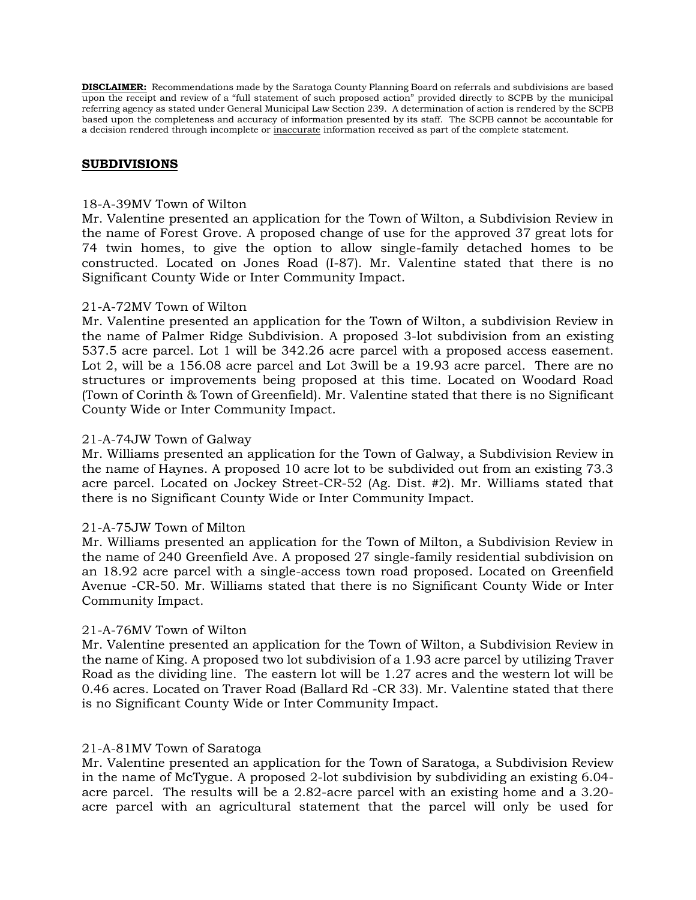**DISCLAIMER:** Recommendations made by the Saratoga County Planning Board on referrals and subdivisions are based upon the receipt and review of a "full statement of such proposed action" provided directly to SCPB by the municipal referring agency as stated under General Municipal Law Section 239. A determination of action is rendered by the SCPB based upon the completeness and accuracy of information presented by its staff. The SCPB cannot be accountable for a decision rendered through incomplete or inaccurate information received as part of the complete statement.

## SUBDIVISIONS

18-A-39MV Town of Wilton
Mr. Valentine presented an application for the Town of Wilton, a Subdivision Review in the name of Forest Grove. A proposed change of use for the approved 37 great lots for 74 twin homes, to give the option to allow single-family detached homes to be constructed. Located on Jones Road (I-87). Mr. Valentine stated that there is no Significant County Wide or Inter Community Impact.

21-A-72MV Town of Wilton
Mr. Valentine presented an application for the Town of Wilton, a subdivision Review in the name of Palmer Ridge Subdivision. A proposed 3-lot subdivision from an existing 537.5 acre parcel. Lot 1 will be 342.26 acre parcel with a proposed access easement. Lot 2, will be a 156.08 acre parcel and Lot 3will be a 19.93 acre parcel. There are no structures or improvements being proposed at this time. Located on Woodard Road (Town of Corinth & Town of Greenfield). Mr. Valentine stated that there is no Significant County Wide or Inter Community Impact.

21-A-74JW Town of Galway
Mr. Williams presented an application for the Town of Galway, a Subdivision Review in the name of Haynes. A proposed 10 acre lot to be subdivided out from an existing 73.3 acre parcel. Located on Jockey Street-CR-52 (Ag. Dist. #2). Mr. Williams stated that there is no Significant County Wide or Inter Community Impact.

21-A-75JW Town of Milton
Mr. Williams presented an application for the Town of Milton, a Subdivision Review in the name of 240 Greenfield Ave. A proposed 27 single-family residential subdivision on an 18.92 acre parcel with a single-access town road proposed. Located on Greenfield Avenue -CR-50. Mr. Williams stated that there is no Significant County Wide or Inter Community Impact.

21-A-76MV Town of Wilton
Mr. Valentine presented an application for the Town of Wilton, a Subdivision Review in the name of King. A proposed two lot subdivision of a 1.93 acre parcel by utilizing Traver Road as the dividing line. The eastern lot will be 1.27 acres and the western lot will be 0.46 acres. Located on Traver Road (Ballard Rd -CR 33). Mr. Valentine stated that there is no Significant County Wide or Inter Community Impact.

21-A-81MV Town of Saratoga
Mr. Valentine presented an application for the Town of Saratoga, a Subdivision Review in the name of McTygue. A proposed 2-lot subdivision by subdividing an existing 6.04-acre parcel. The results will be a 2.82-acre parcel with an existing home and a 3.20-acre parcel with an agricultural statement that the parcel will only be used for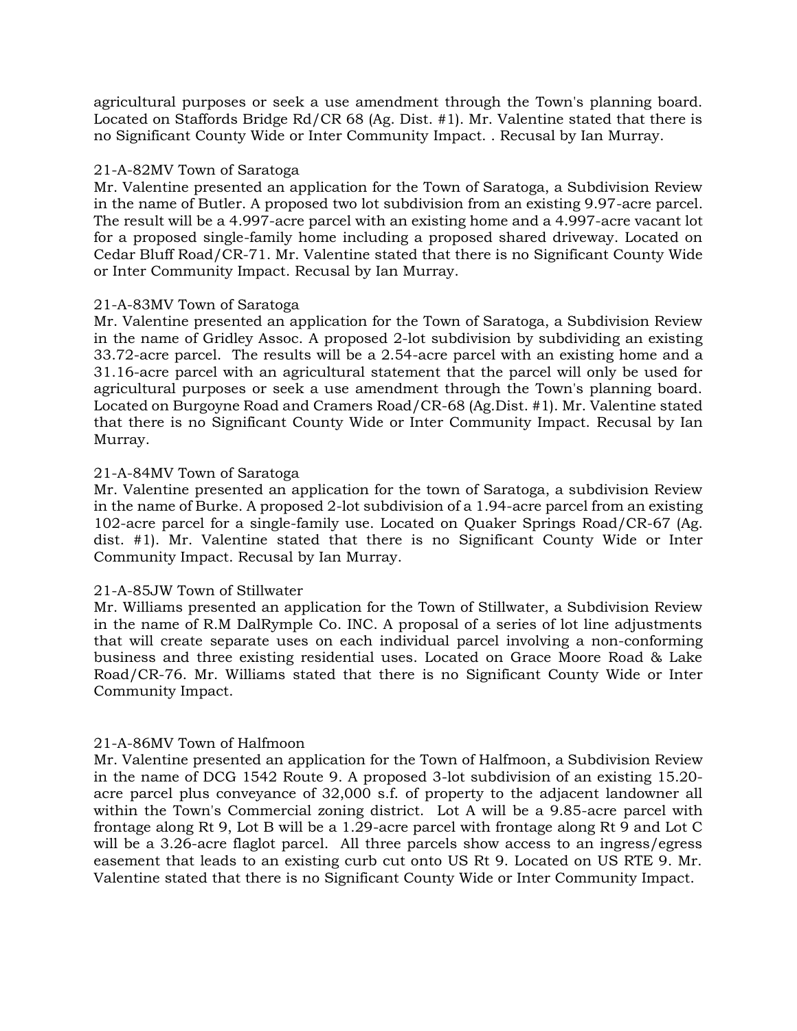agricultural purposes or seek a use amendment through the Town's planning board. Located on Staffords Bridge Rd/CR 68 (Ag. Dist. #1). Mr. Valentine stated that there is no Significant County Wide or Inter Community Impact. . Recusal by Ian Murray.

21-A-82MV Town of Saratoga
Mr. Valentine presented an application for the Town of Saratoga, a Subdivision Review in the name of Butler. A proposed two lot subdivision from an existing 9.97-acre parcel. The result will be a 4.997-acre parcel with an existing home and a 4.997-acre vacant lot for a proposed single-family home including a proposed shared driveway. Located on Cedar Bluff Road/CR-71. Mr. Valentine stated that there is no Significant County Wide or Inter Community Impact. Recusal by Ian Murray.

21-A-83MV Town of Saratoga
Mr. Valentine presented an application for the Town of Saratoga, a Subdivision Review in the name of Gridley Assoc. A proposed 2-lot subdivision by subdividing an existing 33.72-acre parcel. The results will be a 2.54-acre parcel with an existing home and a 31.16-acre parcel with an agricultural statement that the parcel will only be used for agricultural purposes or seek a use amendment through the Town's planning board. Located on Burgoyne Road and Cramers Road/CR-68 (Ag.Dist. #1). Mr. Valentine stated that there is no Significant County Wide or Inter Community Impact. Recusal by Ian Murray.

21-A-84MV Town of Saratoga
Mr. Valentine presented an application for the town of Saratoga, a subdivision Review in the name of Burke. A proposed 2-lot subdivision of a 1.94-acre parcel from an existing 102-acre parcel for a single-family use. Located on Quaker Springs Road/CR-67 (Ag. dist. #1). Mr. Valentine stated that there is no Significant County Wide or Inter Community Impact. Recusal by Ian Murray.

21-A-85JW Town of Stillwater
Mr. Williams presented an application for the Town of Stillwater, a Subdivision Review in the name of R.M DalRymple Co. INC. A proposal of a series of lot line adjustments that will create separate uses on each individual parcel involving a non-conforming business and three existing residential uses. Located on Grace Moore Road & Lake Road/CR-76. Mr. Williams stated that there is no Significant County Wide or Inter Community Impact.

21-A-86MV Town of Halfmoon
Mr. Valentine presented an application for the Town of Halfmoon, a Subdivision Review in the name of DCG 1542 Route 9. A proposed 3-lot subdivision of an existing 15.20-acre parcel plus conveyance of 32,000 s.f. of property to the adjacent landowner all within the Town's Commercial zoning district. Lot A will be a 9.85-acre parcel with frontage along Rt 9, Lot B will be a 1.29-acre parcel with frontage along Rt 9 and Lot C will be a 3.26-acre flaglot parcel. All three parcels show access to an ingress/egress easement that leads to an existing curb cut onto US Rt 9. Located on US RTE 9. Mr. Valentine stated that there is no Significant County Wide or Inter Community Impact.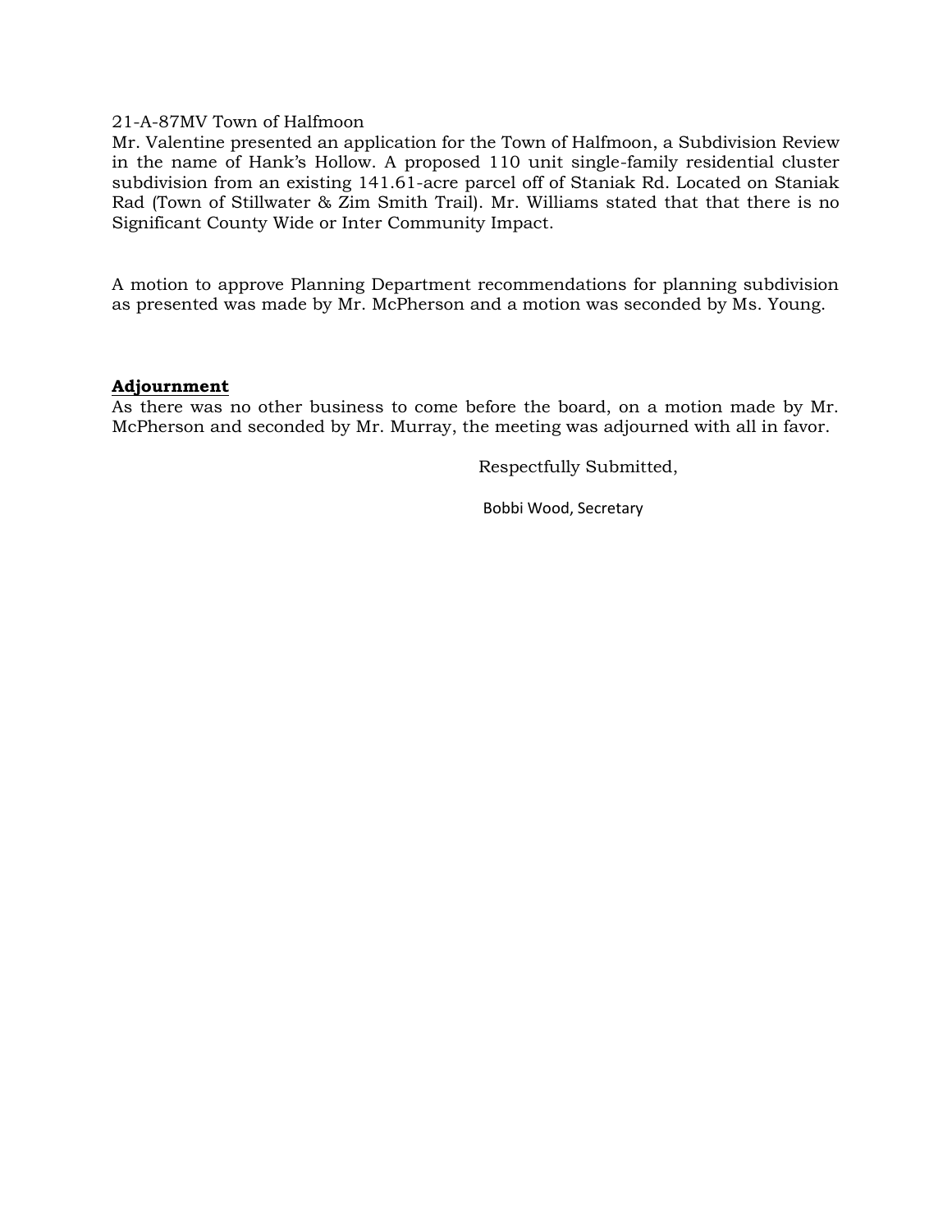21-A-87MV Town of Halfmoon

Mr. Valentine presented an application for the Town of Halfmoon, a Subdivision Review in the name of Hank's Hollow. A proposed 110 unit single-family residential cluster subdivision from an existing 141.61-acre parcel off of Staniak Rd. Located on Staniak Rad (Town of Stillwater & Zim Smith Trail). Mr. Williams stated that that there is no Significant County Wide or Inter Community Impact.

A motion to approve Planning Department recommendations for planning subdivision as presented was made by Mr. McPherson and a motion was seconded by Ms. Young.

**Adjournment**

As there was no other business to come before the board, on a motion made by Mr. McPherson and seconded by Mr. Murray, the meeting was adjourned with all in favor.

Respectfully Submitted,

Bobbi Wood, Secretary